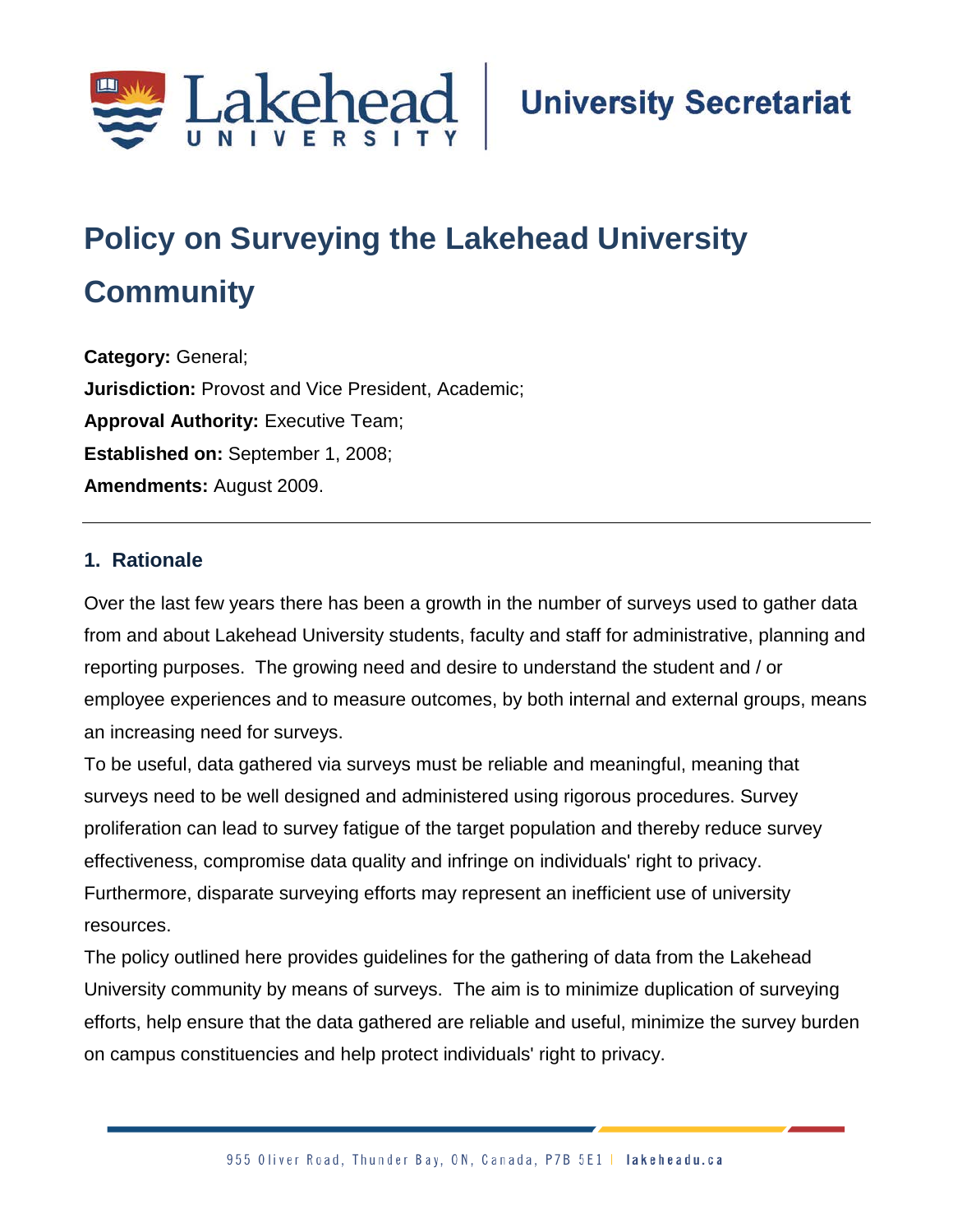Lakehead University | University Secretariat

# Policy on Surveying the Lakehead University Community

**Category:** General;
**Jurisdiction:** Provost and Vice President, Academic;
**Approval Authority:** Executive Team;
**Established on:** September 1, 2008;
**Amendments:** August 2009.

---

## 1. Rationale

Over the last few years there has been a growth in the number of surveys used to gather data from and about Lakehead University students, faculty and staff for administrative, planning and reporting purposes. The growing need and desire to understand the student and / or employee experiences and to measure outcomes, by both internal and external groups, means an increasing need for surveys.

To be useful, data gathered via surveys must be reliable and meaningful, meaning that surveys need to be well designed and administered using rigorous procedures. Survey proliferation can lead to survey fatigue of the target population and thereby reduce survey effectiveness, compromise data quality and infringe on individuals' right to privacy. Furthermore, disparate surveying efforts may represent an inefficient use of university resources.

The policy outlined here provides guidelines for the gathering of data from the Lakehead University community by means of surveys. The aim is to minimize duplication of surveying efforts, help ensure that the data gathered are reliable and useful, minimize the survey burden on campus constituencies and help protect individuals' right to privacy.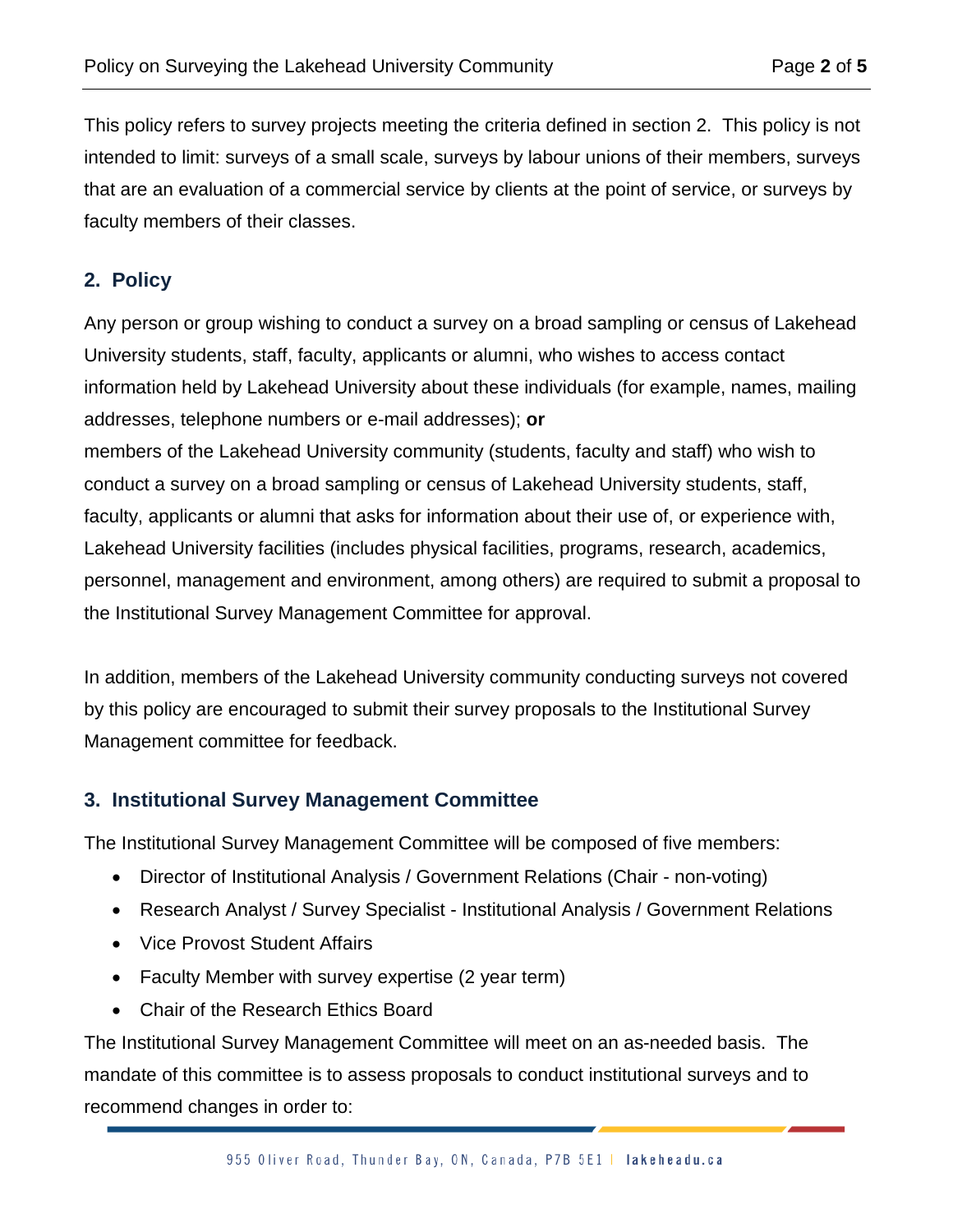This policy refers to survey projects meeting the criteria defined in section 2. This policy is not intended to limit: surveys of a small scale, surveys by labour unions of their members, surveys that are an evaluation of a commercial service by clients at the point of service, or surveys by faculty members of their classes.

## 2. Policy

Any person or group wishing to conduct a survey on a broad sampling or census of Lakehead University students, staff, faculty, applicants or alumni, who wishes to access contact information held by Lakehead University about these individuals (for example, names, mailing addresses, telephone numbers or e-mail addresses); **or**
members of the Lakehead University community (students, faculty and staff) who wish to conduct a survey on a broad sampling or census of Lakehead University students, staff, faculty, applicants or alumni that asks for information about their use of, or experience with, Lakehead University facilities (includes physical facilities, programs, research, academics, personnel, management and environment, among others) are required to submit a proposal to the Institutional Survey Management Committee for approval.

In addition, members of the Lakehead University community conducting surveys not covered by this policy are encouraged to submit their survey proposals to the Institutional Survey Management committee for feedback.

## 3. Institutional Survey Management Committee

The Institutional Survey Management Committee will be composed of five members:

- Director of Institutional Analysis / Government Relations (Chair - non-voting)
- Research Analyst / Survey Specialist - Institutional Analysis / Government Relations
- Vice Provost Student Affairs
- Faculty Member with survey expertise (2 year term)
- Chair of the Research Ethics Board

The Institutional Survey Management Committee will meet on an as-needed basis. The mandate of this committee is to assess proposals to conduct institutional surveys and to recommend changes in order to: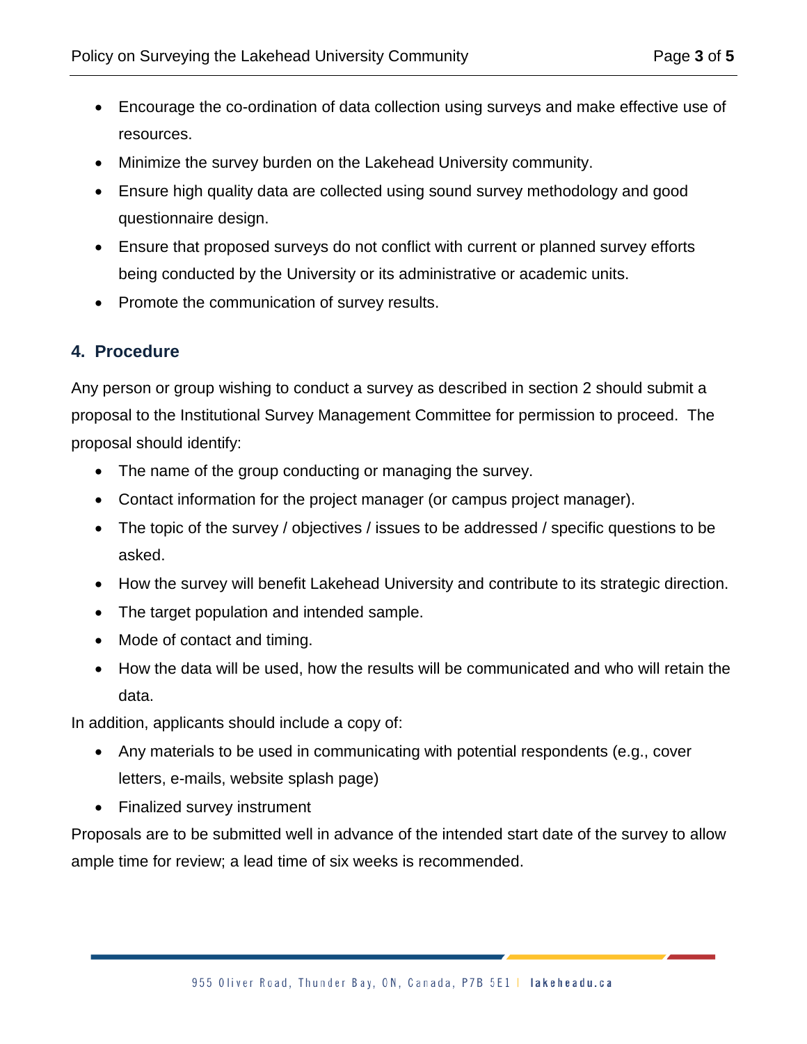- Encourage the co-ordination of data collection using surveys and make effective use of resources.
- Minimize the survey burden on the Lakehead University community.
- Ensure high quality data are collected using sound survey methodology and good questionnaire design.
- Ensure that proposed surveys do not conflict with current or planned survey efforts being conducted by the University or its administrative or academic units.
- Promote the communication of survey results.

## 4. Procedure

Any person or group wishing to conduct a survey as described in section 2 should submit a proposal to the Institutional Survey Management Committee for permission to proceed. The proposal should identify:

- The name of the group conducting or managing the survey.
- Contact information for the project manager (or campus project manager).
- The topic of the survey / objectives / issues to be addressed / specific questions to be asked.
- How the survey will benefit Lakehead University and contribute to its strategic direction.
- The target population and intended sample.
- Mode of contact and timing.
- How the data will be used, how the results will be communicated and who will retain the data.

In addition, applicants should include a copy of:

- Any materials to be used in communicating with potential respondents (e.g., cover letters, e-mails, website splash page)
- Finalized survey instrument

Proposals are to be submitted well in advance of the intended start date of the survey to allow ample time for review; a lead time of six weeks is recommended.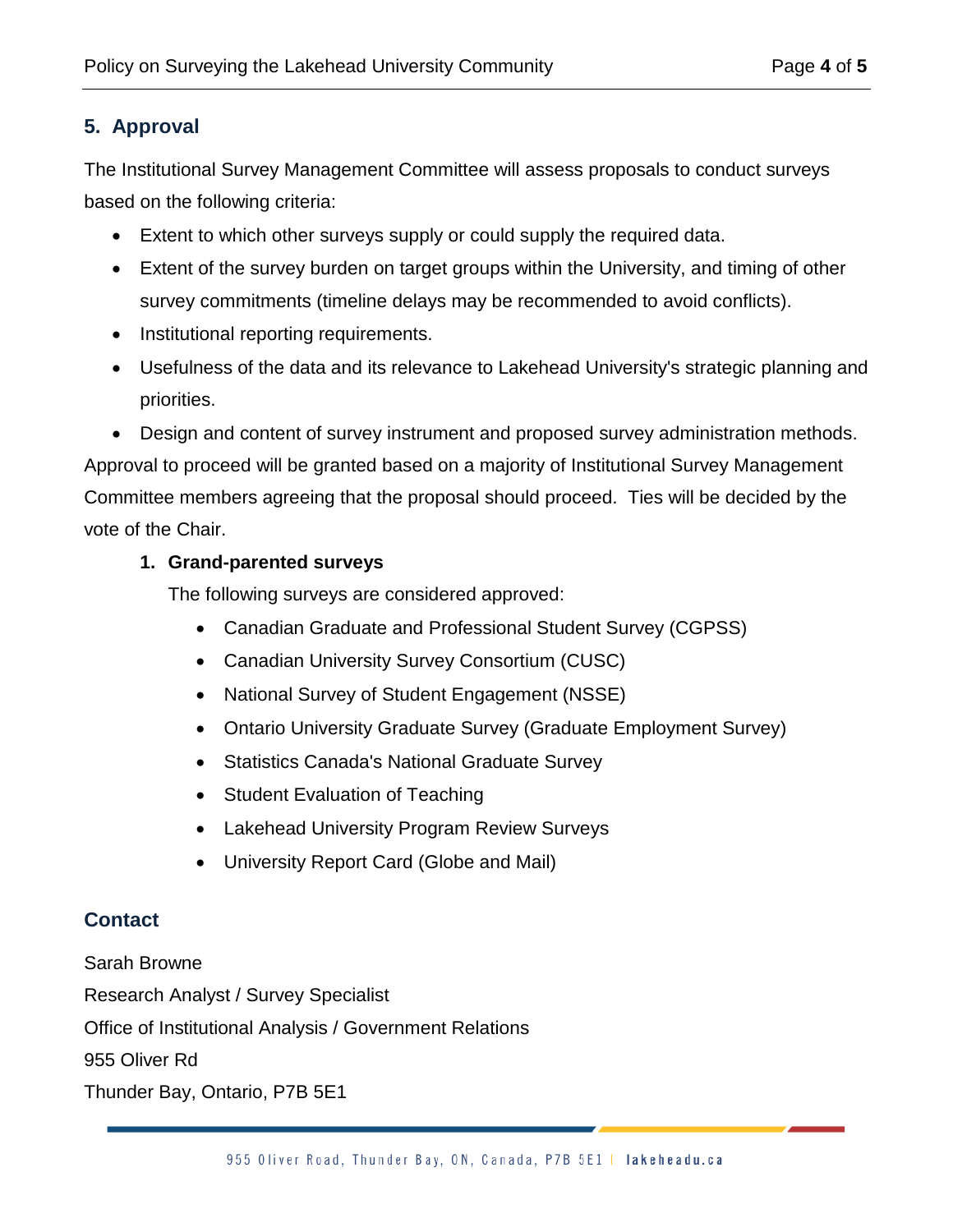## 5. Approval

The Institutional Survey Management Committee will assess proposals to conduct surveys based on the following criteria:

- Extent to which other surveys supply or could supply the required data.
- Extent of the survey burden on target groups within the University, and timing of other survey commitments (timeline delays may be recommended to avoid conflicts).
- Institutional reporting requirements.
- Usefulness of the data and its relevance to Lakehead University's strategic planning and priorities.
- Design and content of survey instrument and proposed survey administration methods.

Approval to proceed will be granted based on a majority of Institutional Survey Management Committee members agreeing that the proposal should proceed. Ties will be decided by the vote of the Chair.

### 1. Grand-parented surveys

The following surveys are considered approved:

- Canadian Graduate and Professional Student Survey (CGPSS)
- Canadian University Survey Consortium (CUSC)
- National Survey of Student Engagement (NSSE)
- Ontario University Graduate Survey (Graduate Employment Survey)
- Statistics Canada's National Graduate Survey
- Student Evaluation of Teaching
- Lakehead University Program Review Surveys
- University Report Card (Globe and Mail)

## Contact

Sarah Browne

Research Analyst / Survey Specialist

Office of Institutional Analysis / Government Relations

955 Oliver Rd

Thunder Bay, Ontario, P7B 5E1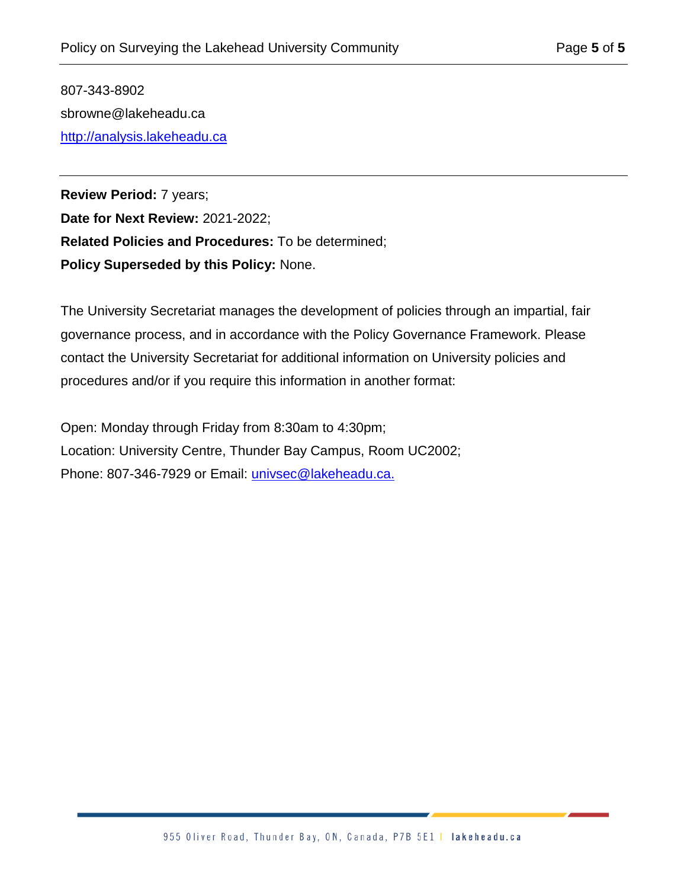807-343-8902
sbrowne@lakeheadu.ca
http://analysis.lakeheadu.ca

---

**Review Period:** 7 years;
**Date for Next Review:** 2021-2022;
**Related Policies and Procedures:** To be determined;
**Policy Superseded by this Policy:** None.

The University Secretariat manages the development of policies through an impartial, fair governance process, and in accordance with the Policy Governance Framework. Please contact the University Secretariat for additional information on University policies and procedures and/or if you require this information in another format:

Open: Monday through Friday from 8:30am to 4:30pm;
Location: University Centre, Thunder Bay Campus, Room UC2002;
Phone: 807-346-7929 or Email: univsec@lakeheadu.ca.